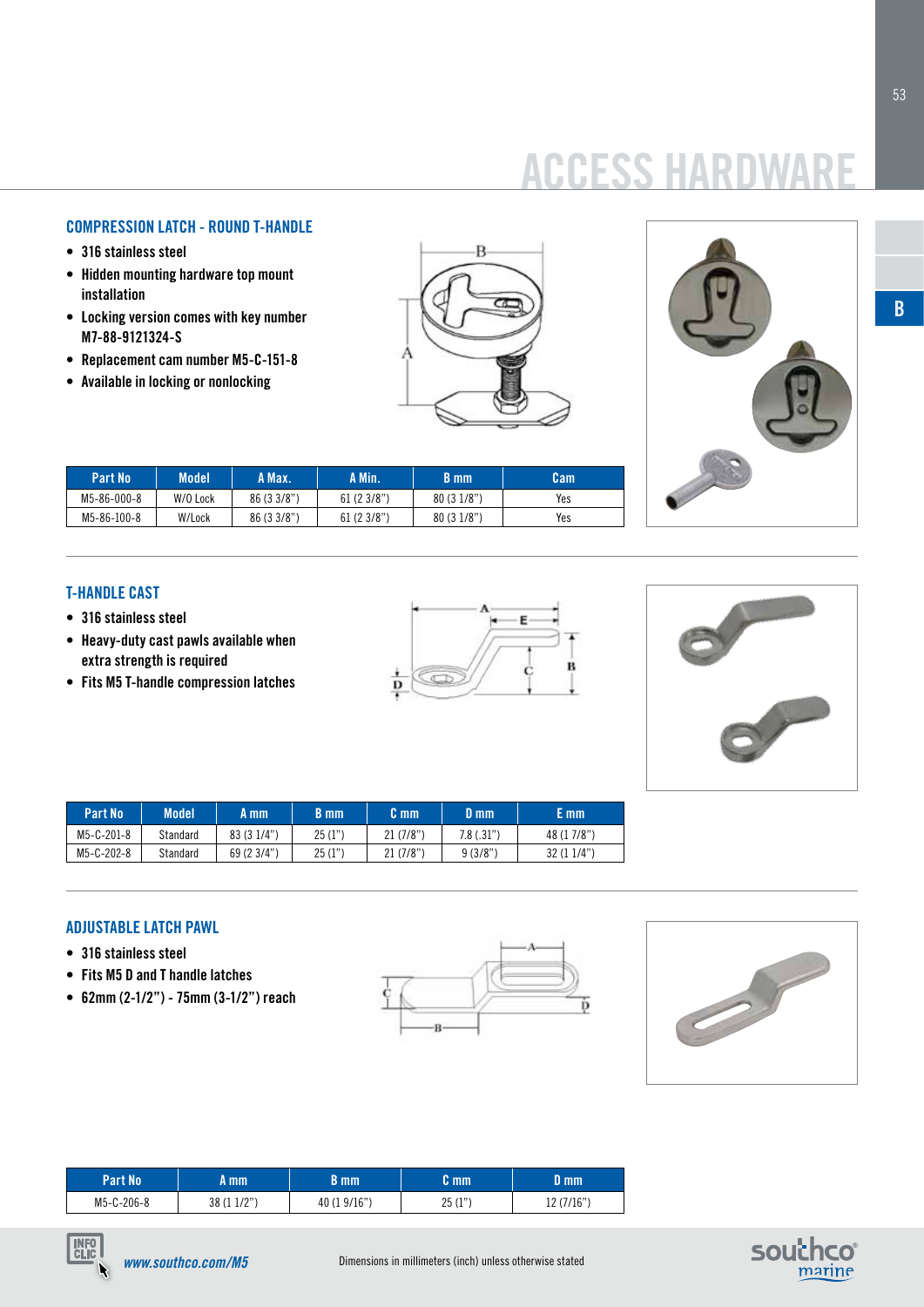# ACCESS HARDWARE

## COMPRESSION LATCH - ROUND T-HANDLE

- 316 stainless steel
- Hidden mounting hardware top mount installation
- Locking version comes with key number M7-88-9121324-S
- Replacement cam number M5-C-151-8
- Available in locking or nonlocking

| Part No | Model | A Max. | A Min. | B mm | Cam |
|---|---|---|---|---|---|
| M5-86-000-8 | W/O Lock | 86 (3 3/8") | 61 (2 3/8") | 80 (3 1/8") | Yes |
| M5-86-100-8 | W/Lock | 86 (3 3/8") | 61 (2 3/8") | 80 (3 1/8") | Yes |

## T-HANDLE CAST

- 316 stainless steel
- Heavy-duty cast pawls available when extra strength is required
- Fits M5 T-handle compression latches

| Part No | Model | A mm | B mm | C mm | D mm | E mm |
|---|---|---|---|---|---|---|
| M5-C-201-8 | Standard | 83 (3 1/4") | 25 (1") | 21 (7/8") | 7.8 (.31") | 48 (1 7/8") |
| M5-C-202-8 | Standard | 69 (2 3/4") | 25 (1") | 21 (7/8") | 9 (3/8") | 32 (1 1/4") |

## ADJUSTABLE LATCH PAWL

- 316 stainless steel
- Fits M5 D and T handle latches
- 62mm (2-1/2") - 75mm (3-1/2") reach

| Part No | A mm | B mm | C mm | D mm |
|---|---|---|---|---|
| M5-C-206-8 | 38 (1 1/2") | 40 (1 9/16") | 25 (1") | 12 (7/16") |

*www.southco.com/M5*

Dimensions in millimeters (inch) unless otherwise stated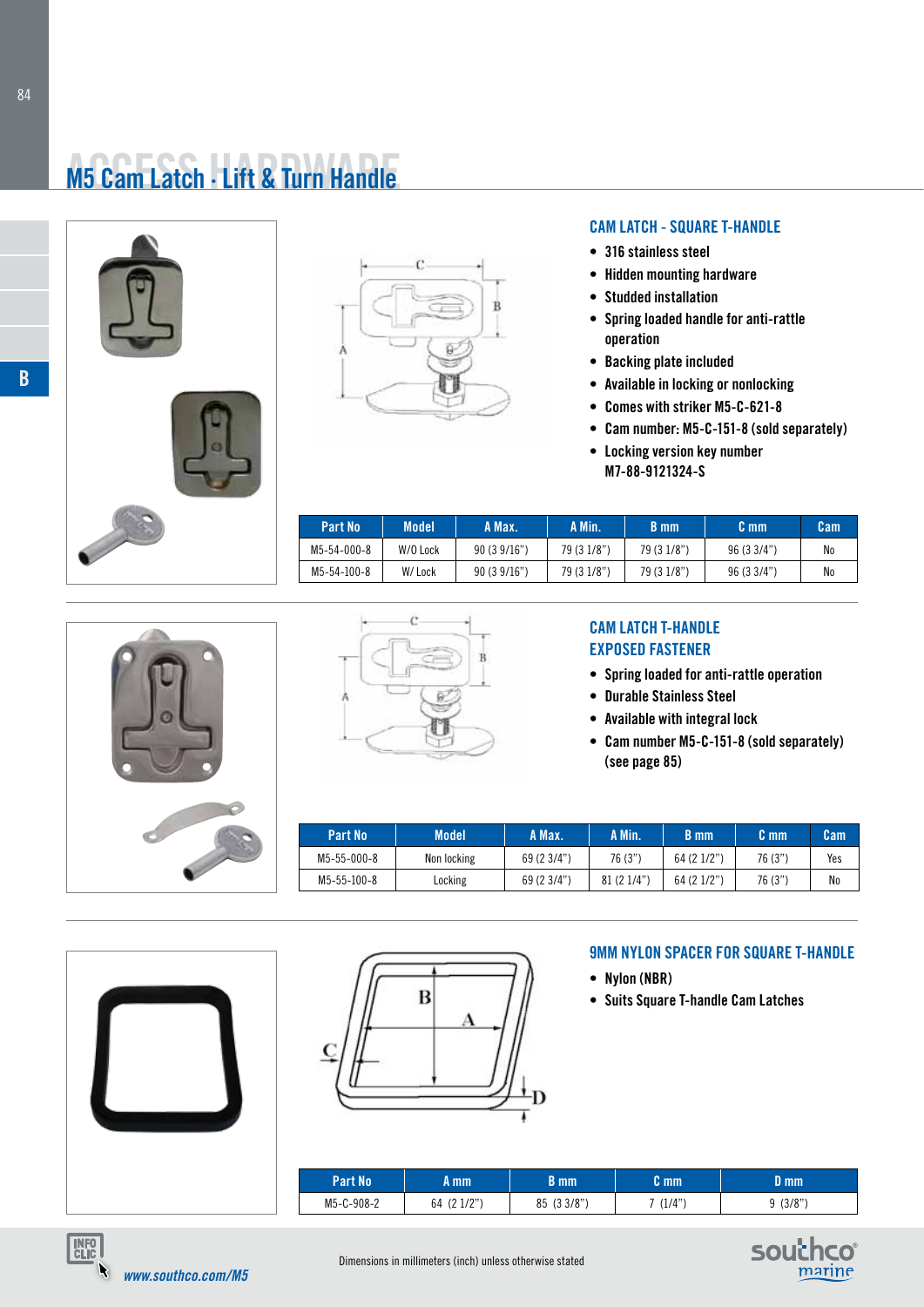# M5 Cam Latch · Lift & Turn Handle

### CAM LATCH - SQUARE T-HANDLE

- 316 stainless steel
- Hidden mounting hardware
- Studded installation
- Spring loaded handle for anti-rattle operation
- Backing plate included
- Available in locking or nonlocking
- Comes with striker M5-C-621-8
- Cam number: M5-C-151-8 (sold separately)
- Locking version key number M7-88-9121324-S

| Part No | Model | A Max. | A Min. | B mm | C mm | Cam |
|---|---|---|---|---|---|---|
| M5-54-000-8 | W/O Lock | 90 (3 9/16") | 79 (3 1/8") | 79 (3 1/8") | 96 (3 3/4") | No |
| M5-54-100-8 | W/ Lock | 90 (3 9/16") | 79 (3 1/8") | 79 (3 1/8") | 96 (3 3/4") | No |

### CAM LATCH T-HANDLE EXPOSED FASTENER

- Spring loaded for anti-rattle operation
- Durable Stainless Steel
- Available with integral lock
- Cam number M5-C-151-8 (sold separately) (see page 85)

| Part No | Model | A Max. | A Min. | B mm | C mm | Cam |
|---|---|---|---|---|---|---|
| M5-55-000-8 | Non locking | 69 (2 3/4") | 76 (3") | 64 (2 1/2") | 76 (3") | Yes |
| M5-55-100-8 | Locking | 69 (2 3/4") | 81 (2 1/4") | 64 (2 1/2") | 76 (3") | No |

### 9MM NYLON SPACER FOR SQUARE T-HANDLE

- Nylon (NBR)
- Suits Square T-handle Cam Latches

| Part No | A mm | B mm | C mm | D mm |
|---|---|---|---|---|
| M5-C-908-2 | 64 (2 1/2") | 85 (3 3/8") | 7 (1/4") | 9 (3/8") |

*www.southco.com/M5*

Dimensions in millimeters (inch) unless otherwise stated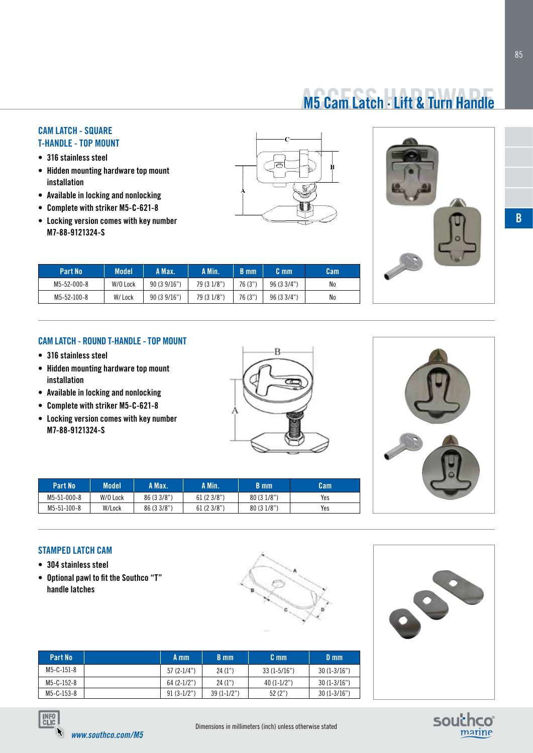# M5 Cam Latch - Lift & Turn Handle

## CAM LATCH - SQUARE T-HANDLE - TOP MOUNT

- 316 stainless steel
- Hidden mounting hardware top mount installation
- Available in locking and nonlocking
- Complete with striker M5-C-621-8
- Locking version comes with key number M7-88-9121324-S

| Part No | Model | A Max. | A Min. | B mm | C mm | Cam |
|---|---|---|---|---|---|---|
| M5-52-000-8 | W/O Lock | 90 (3 9/16") | 79 (3 1/8") | 76 (3") | 96 (3 3/4") | No |
| M5-52-100-8 | W/ Lock | 90 (3 9/16") | 79 (3 1/8") | 76 (3") | 96 (3 3/4") | No |

## CAM LATCH - ROUND T-HANDLE - TOP MOUNT

- 316 stainless steel
- Hidden mounting hardware top mount installation
- Available in locking and nonlocking
- Complete with striker M5-C-621-8
- Locking version comes with key number M7-88-9121324-S

| Part No | Model | A Max. | A Min. | B mm | Cam |
|---|---|---|---|---|---|
| M5-51-000-8 | W/O Lock | 86 (3 3/8") | 61 (2 3/8") | 80 (3 1/8") | Yes |
| M5-51-100-8 | W/Lock | 86 (3 3/8") | 61 (2 3/8") | 80 (3 1/8") | Yes |

## STAMPED LATCH CAM

- 304 stainless steel
- Optional pawl to fit the Southco "T" handle latches

| Part No | | A mm | B mm | C mm | D mm |
|---|---|---|---|---|---|
| M5-C-151-8 | | 57 (2-1/4") | 24 (1") | 33 (1-5/16") | 30 (1-3/16") |
| M5-C-152-8 | | 64 (2-1/2") | 24 (1") | 40 (1-1/2") | 30 (1-3/16") |
| M5-C-153-8 | | 91 (3-1/2") | 39 (1-1/2") | 52 (2") | 30 (1-3/16") |

INFO CLIC *www.southco.com/M5*

Dimensions in millimeters (inch) unless otherwise stated

southco marine